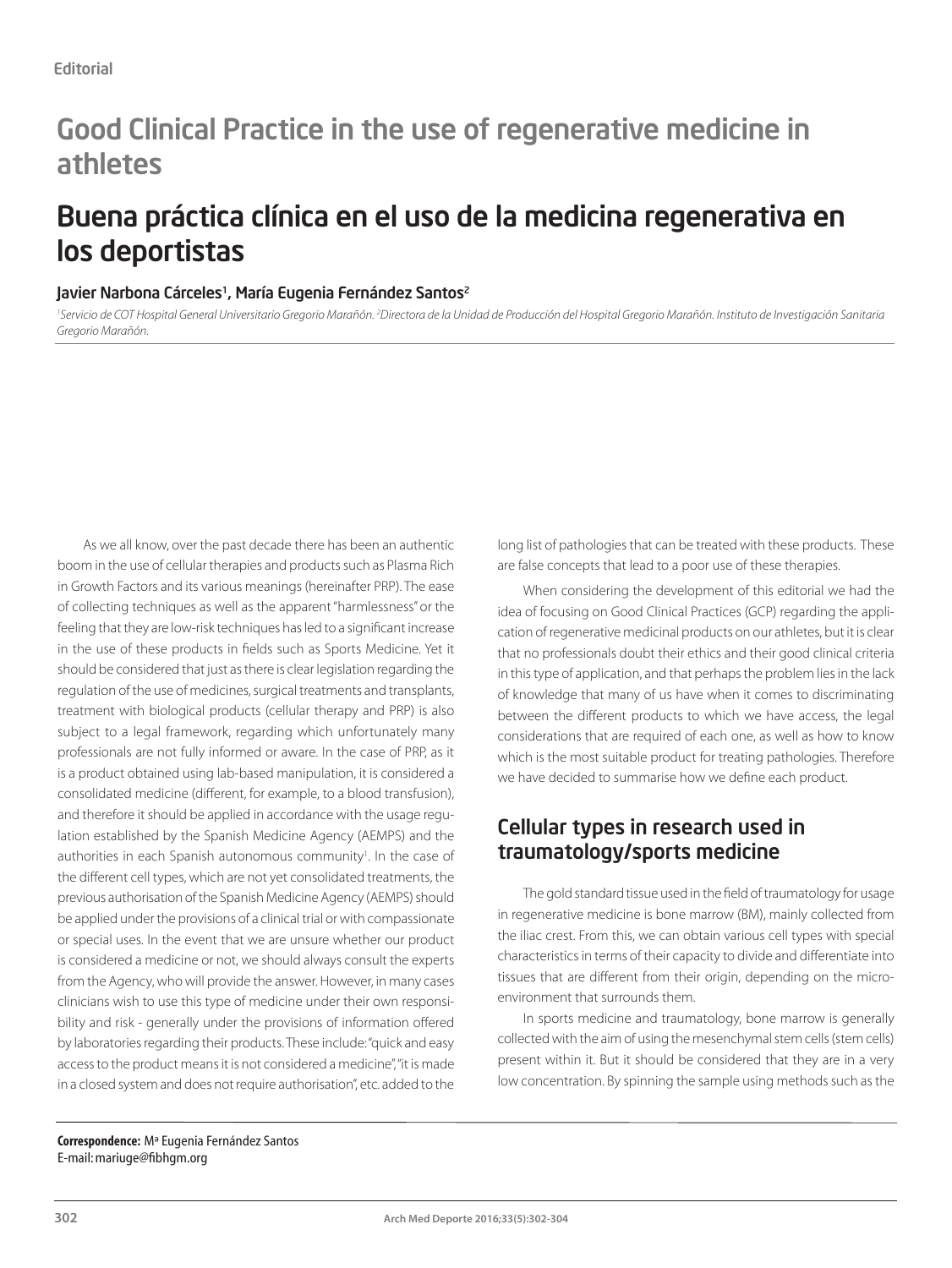Editorial

# Good Clinical Practice in the use of regenerative medicine in athletes

# Buena práctica clínica en el uso de la medicina regenerativa en los deportistas

### Javier Narbona Cárceles[1], María Eugenia Fernández Santos[2]

*[1]Servicio de COT Hospital General Universitario Gregorio Marañón. [2]Directora de la Unidad de Producción del Hospital Gregorio Marañón. Instituto de Investigación Sanitaria Gregorio Marañón.*

As we all know, over the past decade there has been an authentic boom in the use of cellular therapies and products such as Plasma Rich in Growth Factors and its various meanings (hereinafter PRP). The ease of collecting techniques as well as the apparent "harmlessness" or the feeling that they are low-risk techniques has led to a significant increase in the use of these products in fields such as Sports Medicine. Yet it should be considered that just as there is clear legislation regarding the regulation of the use of medicines, surgical treatments and transplants, treatment with biological products (cellular therapy and PRP) is also subject to a legal framework, regarding which unfortunately many professionals are not fully informed or aware. In the case of PRP, as it is a product obtained using lab-based manipulation, it is considered a consolidated medicine (different, for example, to a blood transfusion), and therefore it should be applied in accordance with the usage regulation established by the Spanish Medicine Agency (AEMPS) and the authorities in each Spanish autonomous community[1]. In the case of the different cell types, which are not yet consolidated treatments, the previous authorisation of the Spanish Medicine Agency (AEMPS) should be applied under the provisions of a clinical trial or with compassionate or special uses. In the event that we are unsure whether our product is considered a medicine or not, we should always consult the experts from the Agency, who will provide the answer. However, in many cases clinicians wish to use this type of medicine under their own responsibility and risk - generally under the provisions of information offered by laboratories regarding their products. These include: "quick and easy access to the product means it is not considered a medicine", "it is made in a closed system and does not require authorisation", etc. added to the long list of pathologies that can be treated with these products. These are false concepts that lead to a poor use of these therapies.

When considering the development of this editorial we had the idea of focusing on Good Clinical Practices (GCP) regarding the application of regenerative medicinal products on our athletes, but it is clear that no professionals doubt their ethics and their good clinical criteria in this type of application, and that perhaps the problem lies in the lack of knowledge that many of us have when it comes to discriminating between the different products to which we have access, the legal considerations that are required of each one, as well as how to know which is the most suitable product for treating pathologies. Therefore we have decided to summarise how we define each product.

## Cellular types in research used in traumatology/sports medicine

The gold standard tissue used in the field of traumatology for usage in regenerative medicine is bone marrow (BM), mainly collected from the iliac crest. From this, we can obtain various cell types with special characteristics in terms of their capacity to divide and differentiate into tissues that are different from their origin, depending on the micro-environment that surrounds them.

In sports medicine and traumatology, bone marrow is generally collected with the aim of using the mesenchymal stem cells (stem cells) present within it. But it should be considered that they are in a very low concentration. By spinning the sample using methods such as the

**Correspondence:** Mª Eugenia Fernández Santos
E-mail: mariuge@fibhgm.org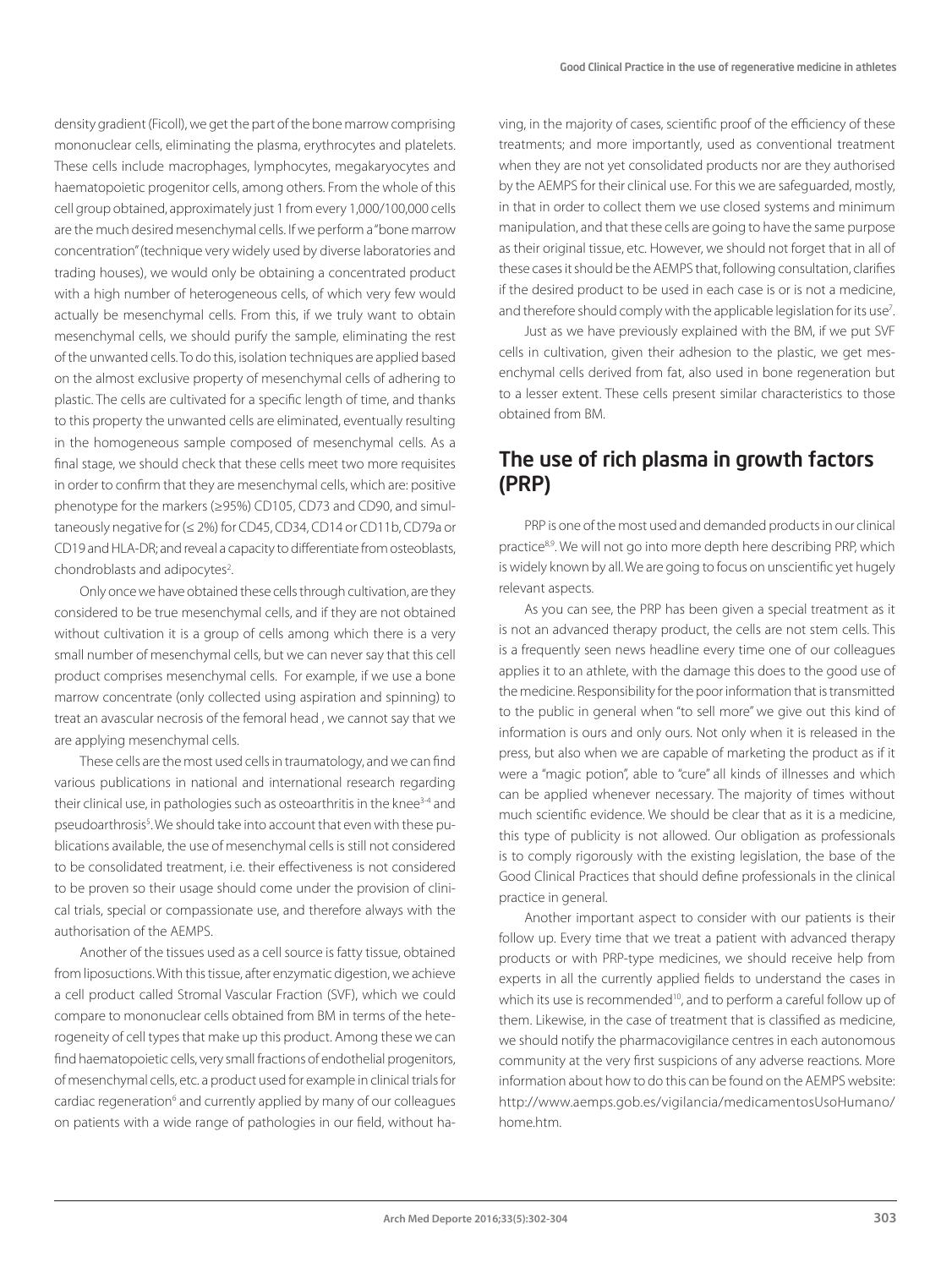density gradient (Ficoll), we get the part of the bone marrow comprising mononuclear cells, eliminating the plasma, erythrocytes and platelets. These cells include macrophages, lymphocytes, megakaryocytes and haematopoietic progenitor cells, among others. From the whole of this cell group obtained, approximately just 1 from every 1,000/100,000 cells are the much desired mesenchymal cells. If we perform a "bone marrow concentration" (technique very widely used by diverse laboratories and trading houses), we would only be obtaining a concentrated product with a high number of heterogeneous cells, of which very few would actually be mesenchymal cells. From this, if we truly want to obtain mesenchymal cells, we should purify the sample, eliminating the rest of the unwanted cells. To do this, isolation techniques are applied based on the almost exclusive property of mesenchymal cells of adhering to plastic. The cells are cultivated for a specific length of time, and thanks to this property the unwanted cells are eliminated, eventually resulting in the homogeneous sample composed of mesenchymal cells. As a final stage, we should check that these cells meet two more requisites in order to confirm that they are mesenchymal cells, which are: positive phenotype for the markers (≥95%) CD105, CD73 and CD90, and simultaneously negative for (≤ 2%) for CD45, CD34, CD14 or CD11b, CD79a or CD19 and HLA-DR; and reveal a capacity to differentiate from osteoblasts, chondroblasts and adipocytes[2].

Only once we have obtained these cells through cultivation, are they considered to be true mesenchymal cells, and if they are not obtained without cultivation it is a group of cells among which there is a very small number of mesenchymal cells, but we can never say that this cell product comprises mesenchymal cells. For example, if we use a bone marrow concentrate (only collected using aspiration and spinning) to treat an avascular necrosis of the femoral head , we cannot say that we are applying mesenchymal cells.

These cells are the most used cells in traumatology, and we can find various publications in national and international research regarding their clinical use, in pathologies such as osteoarthritis in the knee[3-4] and pseudoarthrosis[5]. We should take into account that even with these publications available, the use of mesenchymal cells is still not considered to be consolidated treatment, i.e. their effectiveness is not considered to be proven so their usage should come under the provision of clinical trials, special or compassionate use, and therefore always with the authorisation of the AEMPS.

Another of the tissues used as a cell source is fatty tissue, obtained from liposuctions. With this tissue, after enzymatic digestion, we achieve a cell product called Stromal Vascular Fraction (SVF), which we could compare to mononuclear cells obtained from BM in terms of the heterogeneity of cell types that make up this product. Among these we can find haematopoietic cells, very small fractions of endothelial progenitors, of mesenchymal cells, etc. a product used for example in clinical trials for cardiac regeneration[6] and currently applied by many of our colleagues on patients with a wide range of pathologies in our field, without having, in the majority of cases, scientific proof of the efficiency of these treatments; and more importantly, used as conventional treatment when they are not yet consolidated products nor are they authorised by the AEMPS for their clinical use. For this we are safeguarded, mostly, in that in order to collect them we use closed systems and minimum manipulation, and that these cells are going to have the same purpose as their original tissue, etc. However, we should not forget that in all of these cases it should be the AEMPS that, following consultation, clarifies if the desired product to be used in each case is or is not a medicine, and therefore should comply with the applicable legislation for its use[7].

Just as we have previously explained with the BM, if we put SVF cells in cultivation, given their adhesion to the plastic, we get mesenchymal cells derived from fat, also used in bone regeneration but to a lesser extent. These cells present similar characteristics to those obtained from BM.

## The use of rich plasma in growth factors (PRP)

PRP is one of the most used and demanded products in our clinical practice[8,9]. We will not go into more depth here describing PRP, which is widely known by all. We are going to focus on unscientific yet hugely relevant aspects.

As you can see, the PRP has been given a special treatment as it is not an advanced therapy product, the cells are not stem cells. This is a frequently seen news headline every time one of our colleagues applies it to an athlete, with the damage this does to the good use of the medicine. Responsibility for the poor information that is transmitted to the public in general when "to sell more" we give out this kind of information is ours and only ours. Not only when it is released in the press, but also when we are capable of marketing the product as if it were a "magic potion", able to "cure" all kinds of illnesses and which can be applied whenever necessary. The majority of times without much scientific evidence. We should be clear that as it is a medicine, this type of publicity is not allowed. Our obligation as professionals is to comply rigorously with the existing legislation, the base of the Good Clinical Practices that should define professionals in the clinical practice in general.

Another important aspect to consider with our patients is their follow up. Every time that we treat a patient with advanced therapy products or with PRP-type medicines, we should receive help from experts in all the currently applied fields to understand the cases in which its use is recommended[10], and to perform a careful follow up of them. Likewise, in the case of treatment that is classified as medicine, we should notify the pharmacovigilance centres in each autonomous community at the very first suspicions of any adverse reactions. More information about how to do this can be found on the AEMPS website: http://www.aemps.gob.es/vigilancia/medicamentosUsoHumano/home.htm.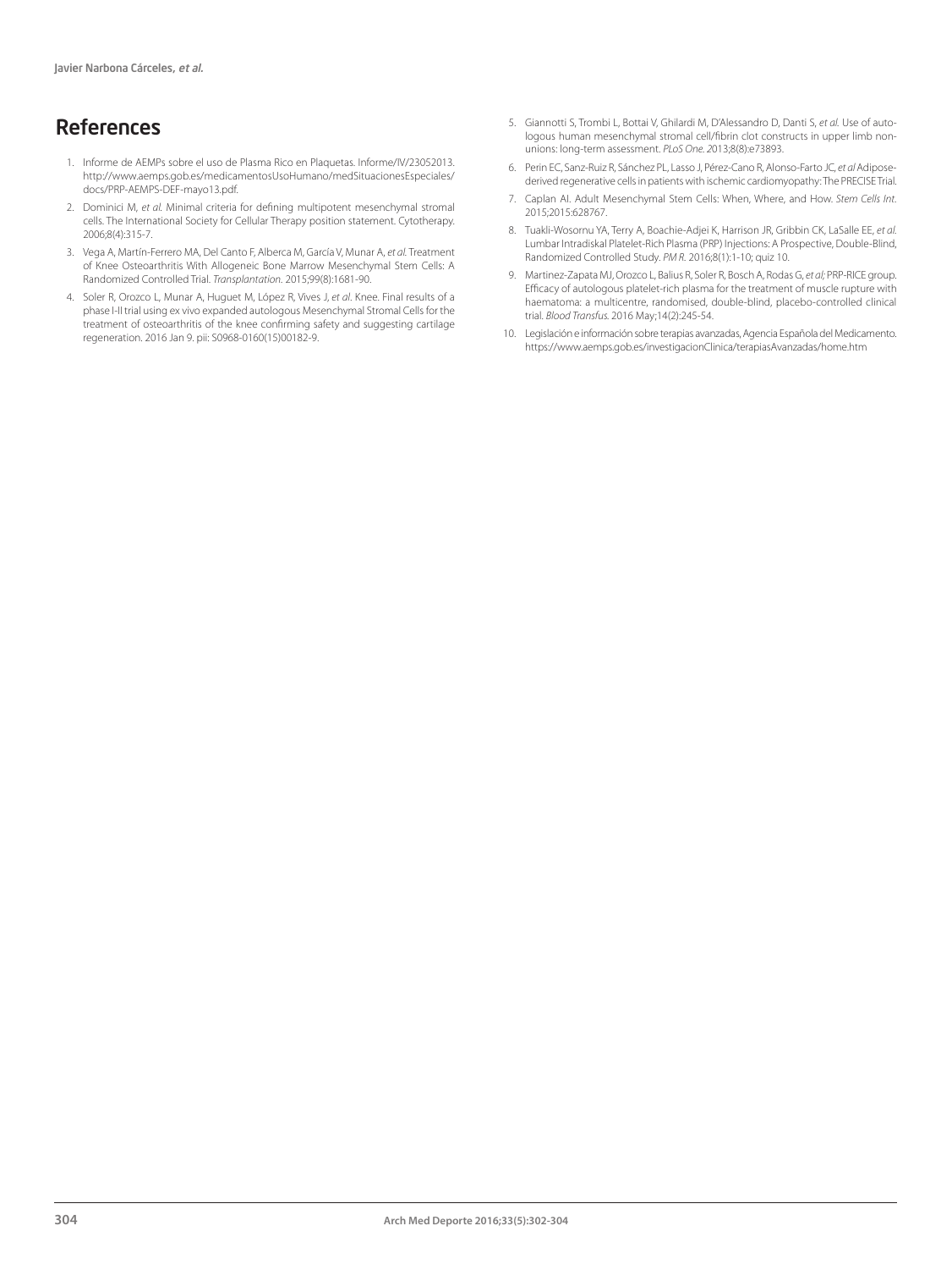## References

1. Informe de AEMPs sobre el uso de Plasma Rico en Plaquetas. Informe/IV/23052013. http://www.aemps.gob.es/medicamentosUsoHumano/medSituacionesEspeciales/docs/PRP-AEMPS-DEF-mayo13.pdf.
2. Dominici M, *et al.* Minimal criteria for defining multipotent mesenchymal stromal cells. The International Society for Cellular Therapy position statement. Cytotherapy. 2006;8(4):315-7.
3. Vega A, Martín-Ferrero MA, Del Canto F, Alberca M, García V, Munar A, *et al.* Treatment of Knee Osteoarthritis With Allogeneic Bone Marrow Mesenchymal Stem Cells: A Randomized Controlled Trial. *Transplantation.* 2015;99(8):1681-90.
4. Soler R, Orozco L, Munar A, Huguet M, López R, Vives J, *et al*. Knee. Final results of a phase I-II trial using ex vivo expanded autologous Mesenchymal Stromal Cells for the treatment of osteoarthritis of the knee confirming safety and suggesting cartilage regeneration. 2016 Jan 9. pii: S0968-0160(15)00182-9.
5. Giannotti S, Trombi L, Bottai V, Ghilardi M, D'Alessandro D, Danti S, *et al.* Use of autologous human mesenchymal stromal cell/fibrin clot constructs in upper limb non-unions: long-term assessment. *PLoS One.* 2013;8(8):e73893.
6. Perin EC, Sanz-Ruiz R, Sánchez PL, Lasso J, Pérez-Cano R, Alonso-Farto JC, *et al* Adipose-derived regenerative cells in patients with ischemic cardiomyopathy: The PRECISE Trial.
7. Caplan AI. Adult Mesenchymal Stem Cells: When, Where, and How. *Stem Cells Int*. 2015;2015:628767.
8. Tuakli-Wosornu YA, Terry A, Boachie-Adjei K, Harrison JR, Gribbin CK, LaSalle EE, *et al.* Lumbar Intradiskal Platelet-Rich Plasma (PRP) Injections: A Prospective, Double-Blind, Randomized Controlled Study. *PM R.* 2016;8(1):1-10; quiz 10.
9. Martinez-Zapata MJ, Orozco L, Balius R, Soler R, Bosch A, Rodas G, *et al;* PRP-RICE group. Efficacy of autologous platelet-rich plasma for the treatment of muscle rupture with haematoma: a multicentre, randomised, double-blind, placebo-controlled clinical trial. *Blood Transfus.* 2016 May;14(2):245-54.
10. Legislación e información sobre terapias avanzadas, Agencia Española del Medicamento. https://www.aemps.gob.es/investigacionClinica/terapiasAvanzadas/home.htm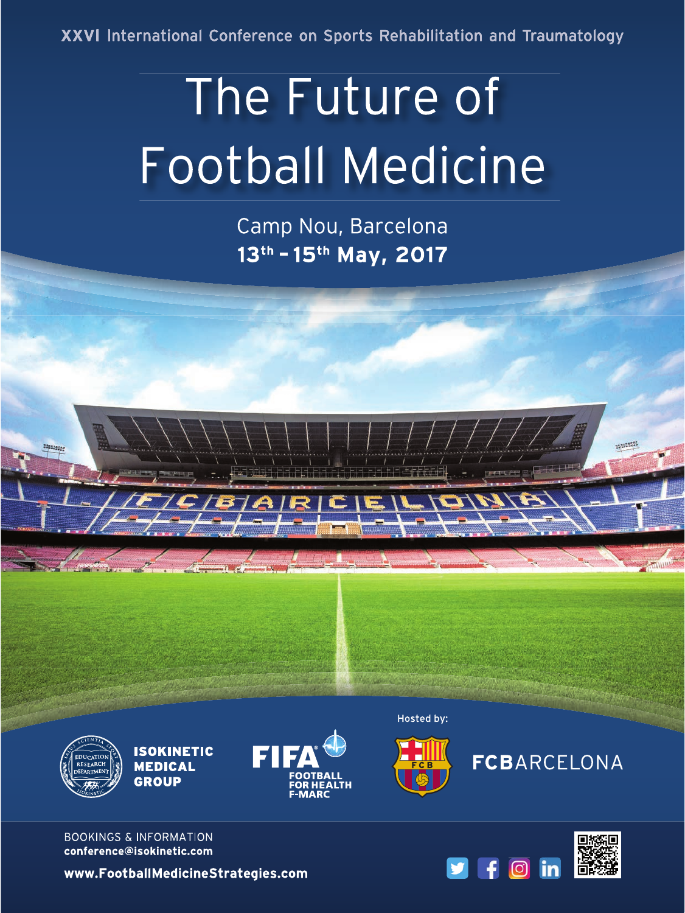XXVI International Conference on Sports Rehabilitation and Traumatology

# The Future of Football Medicine

Camp Nou, Barcelona

**13th – 15th May, 2017**

ISOKINETIC MEDICAL GROUP

FIFA FOOTBALL FOR HEALTH F-MARC

Hosted by:

FCBARCELONA

BOOKINGS & INFORMATION

**conference@isokinetic.com**

**www.FootballMedicineStrategies.com**